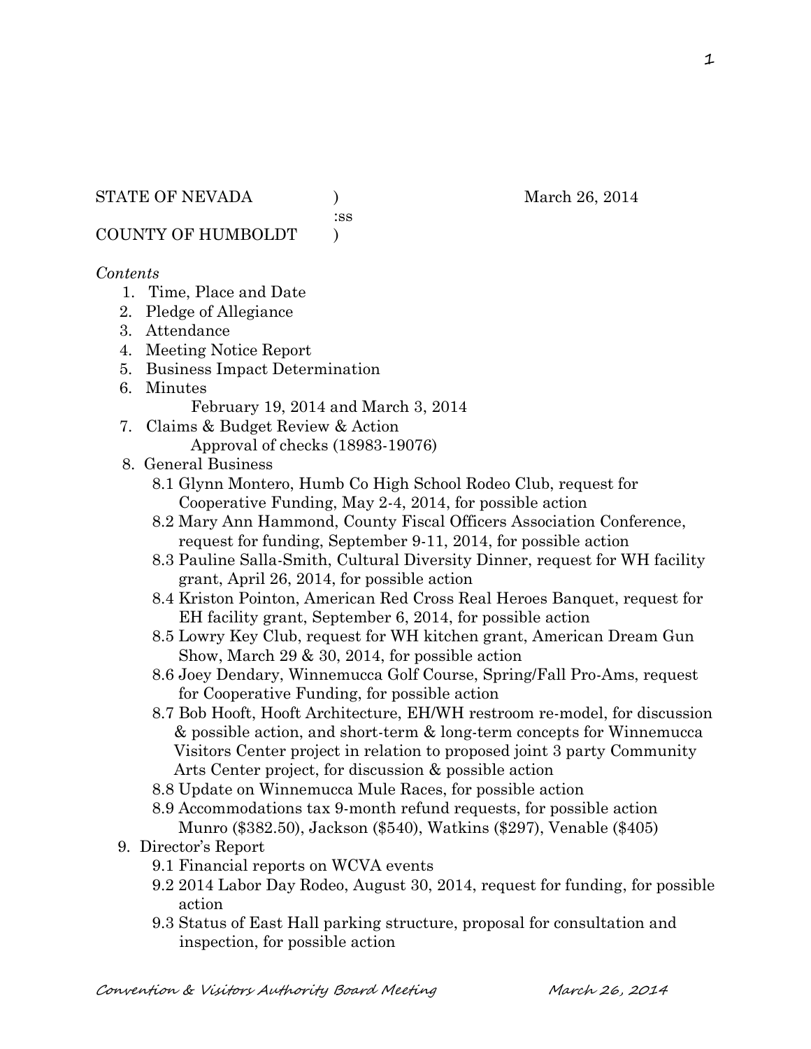STATE OF NEVADA ) March 26, 2014
:ss
COUNTY OF HUMBOLDT )

*Contents*

1. Time, Place and Date
2. Pledge of Allegiance
3. Attendance
4. Meeting Notice Report
5. Business Impact Determination
6. Minutes
   February 19, 2014 and March 3, 2014
7. Claims & Budget Review & Action
   Approval of checks (18983-19076)
8. General Business
   - 8.1 Glynn Montero, Humb Co High School Rodeo Club, request for Cooperative Funding, May 2-4, 2014, for possible action
   - 8.2 Mary Ann Hammond, County Fiscal Officers Association Conference, request for funding, September 9-11, 2014, for possible action
   - 8.3 Pauline Salla-Smith, Cultural Diversity Dinner, request for WH facility grant, April 26, 2014, for possible action
   - 8.4 Kriston Pointon, American Red Cross Real Heroes Banquet, request for EH facility grant, September 6, 2014, for possible action
   - 8.5 Lowry Key Club, request for WH kitchen grant, American Dream Gun Show, March 29 & 30, 2014, for possible action
   - 8.6 Joey Dendary, Winnemucca Golf Course, Spring/Fall Pro-Ams, request for Cooperative Funding, for possible action
   - 8.7 Bob Hooft, Hooft Architecture, EH/WH restroom re-model, for discussion & possible action, and short-term & long-term concepts for Winnemucca Visitors Center project in relation to proposed joint 3 party Community Arts Center project, for discussion & possible action
   - 8.8 Update on Winnemucca Mule Races, for possible action
   - 8.9 Accommodations tax 9-month refund requests, for possible action
     Munro ($382.50), Jackson ($540), Watkins ($297), Venable ($405)
9. Director's Report
   - 9.1 Financial reports on WCVA events
   - 9.2 2014 Labor Day Rodeo, August 30, 2014, request for funding, for possible action
   - 9.3 Status of East Hall parking structure, proposal for consultation and inspection, for possible action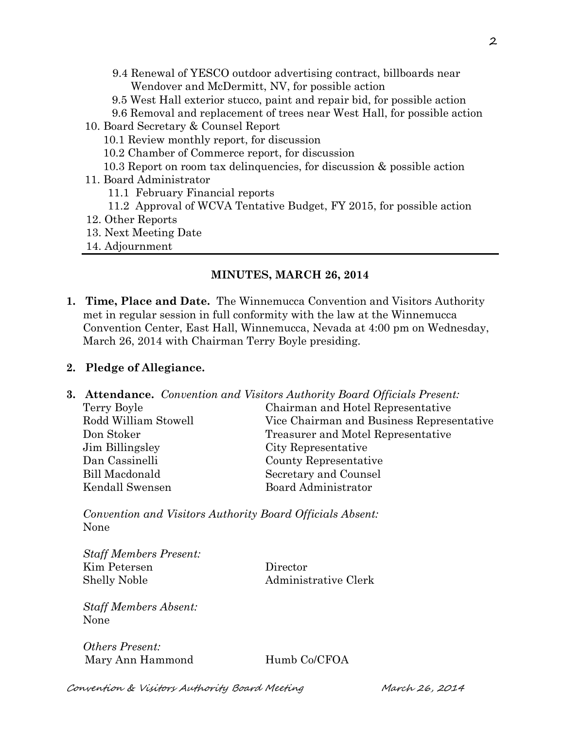- 9.4 Renewal of YESCO outdoor advertising contract, billboards near Wendover and McDermitt, NV, for possible action
   - 9.5 West Hall exterior stucco, paint and repair bid, for possible action
   - 9.6 Removal and replacement of trees near West Hall, for possible action

10. Board Secretary & Counsel Report
    - 10.1 Review monthly report, for discussion
    - 10.2 Chamber of Commerce report, for discussion
    - 10.3 Report on room tax delinquencies, for discussion & possible action
11. Board Administrator
    - 11.1 February Financial reports
    - 11.2 Approval of WCVA Tentative Budget, FY 2015, for possible action
12. Other Reports
13. Next Meeting Date
14. Adjournment

## MINUTES, MARCH 26, 2014

1. **Time, Place and Date.** The Winnemucca Convention and Visitors Authority met in regular session in full conformity with the law at the Winnemucca Convention Center, East Hall, Winnemucca, Nevada at 4:00 pm on Wednesday, March 26, 2014 with Chairman Terry Boyle presiding.

2. **Pledge of Allegiance.**

3. **Attendance.** *Convention and Visitors Authority Board Officials Present:*

| | |
|---|---|
| Terry Boyle | Chairman and Hotel Representative |
| Rodd William Stowell | Vice Chairman and Business Representative |
| Don Stoker | Treasurer and Motel Representative |
| Jim Billingsley | City Representative |
| Dan Cassinelli | County Representative |
| Bill Macdonald | Secretary and Counsel |
| Kendall Swensen | Board Administrator |

*Convention and Visitors Authority Board Officials Absent:*
None

*Staff Members Present:*

| | |
|---|---|
| Kim Petersen | Director |
| Shelly Noble | Administrative Clerk |

*Staff Members Absent:*
None

*Others Present:*

| | |
|---|---|
| Mary Ann Hammond | Humb Co/CFOA |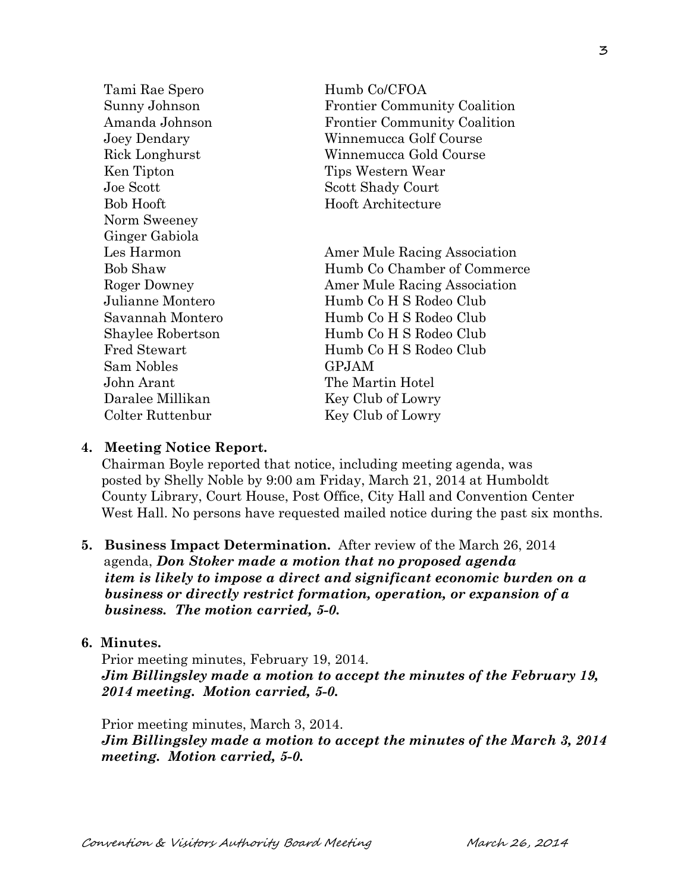| | |
|---|---|
| Tami Rae Spero | Humb Co/CFOA |
| Sunny Johnson | Frontier Community Coalition |
| Amanda Johnson | Frontier Community Coalition |
| Joey Dendary | Winnemucca Golf Course |
| Rick Longhurst | Winnemucca Gold Course |
| Ken Tipton | Tips Western Wear |
| Joe Scott | Scott Shady Court |
| Bob Hooft | Hooft Architecture |
| Norm Sweeney | |
| Ginger Gabiola | |
| Les Harmon | Amer Mule Racing Association |
| Bob Shaw | Humb Co Chamber of Commerce |
| Roger Downey | Amer Mule Racing Association |
| Julianne Montero | Humb Co H S Rodeo Club |
| Savannah Montero | Humb Co H S Rodeo Club |
| Shaylee Robertson | Humb Co H S Rodeo Club |
| Fred Stewart | Humb Co H S Rodeo Club |
| Sam Nobles | GPJAM |
| John Arant | The Martin Hotel |
| Daralee Millikan | Key Club of Lowry |
| Colter Ruttenbur | Key Club of Lowry |

**4. Meeting Notice Report.**

Chairman Boyle reported that notice, including meeting agenda, was posted by Shelly Noble by 9:00 am Friday, March 21, 2014 at Humboldt County Library, Court House, Post Office, City Hall and Convention Center West Hall. No persons have requested mailed notice during the past six months.

**5. Business Impact Determination.** After review of the March 26, 2014 agenda, ***Don Stoker made a motion that no proposed agenda item is likely to impose a direct and significant economic burden on a business or directly restrict formation, operation, or expansion of a business. The motion carried, 5-0.***

**6. Minutes.**

Prior meeting minutes, February 19, 2014.
***Jim Billingsley made a motion to accept the minutes of the February 19, 2014 meeting. Motion carried, 5-0.***

Prior meeting minutes, March 3, 2014.
***Jim Billingsley made a motion to accept the minutes of the March 3, 2014 meeting. Motion carried, 5-0.***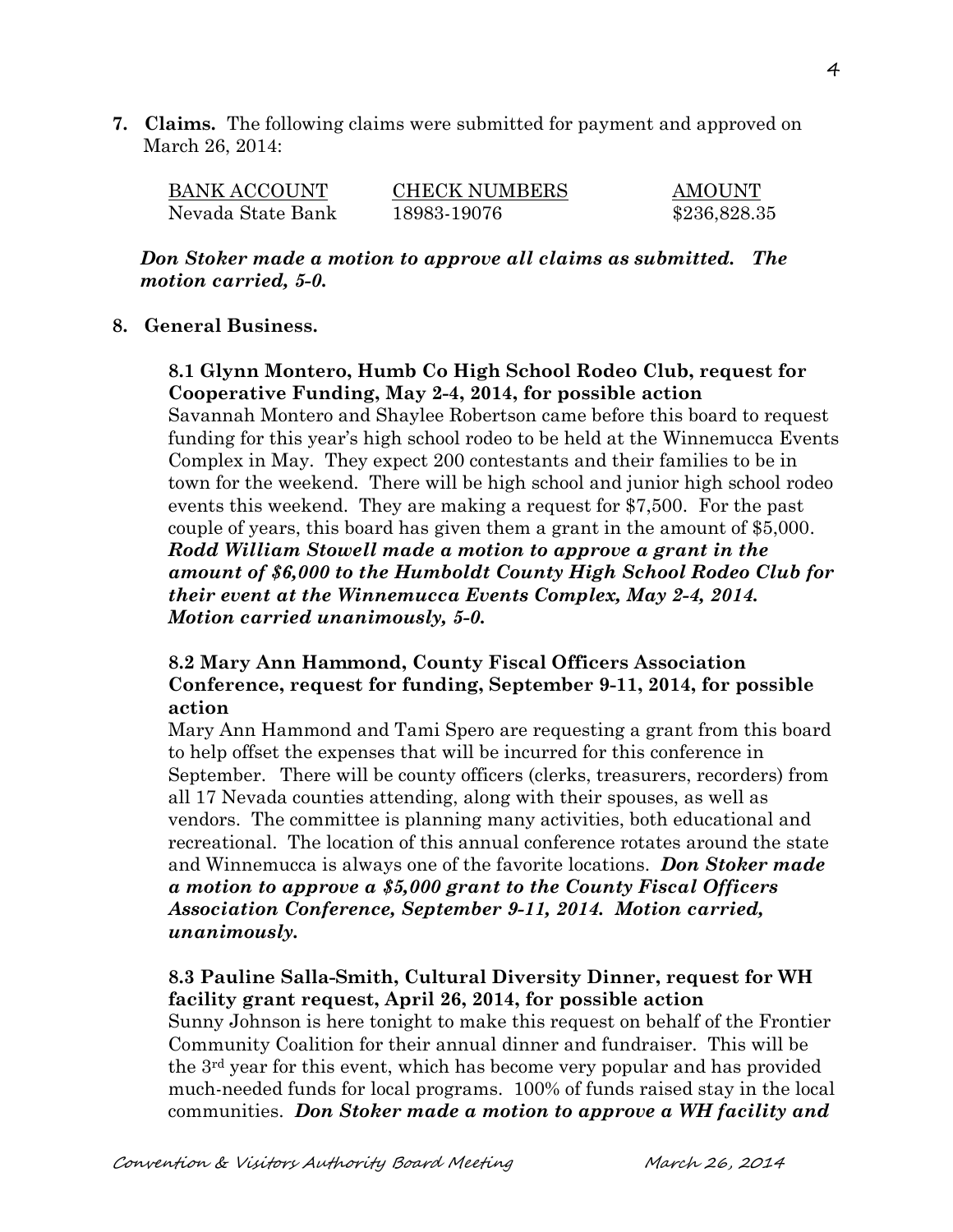**7. Claims.** The following claims were submitted for payment and approved on March 26, 2014:

| BANK ACCOUNT | CHECK NUMBERS | AMOUNT |
|---|---|---|
| Nevada State Bank | 18983-19076 | $236,828.35 |

***Don Stoker made a motion to approve all claims as submitted. The motion carried, 5-0.***

**8. General Business.**

**8.1 Glynn Montero, Humb Co High School Rodeo Club, request for Cooperative Funding, May 2-4, 2014, for possible action**

Savannah Montero and Shaylee Robertson came before this board to request funding for this year's high school rodeo to be held at the Winnemucca Events Complex in May. They expect 200 contestants and their families to be in town for the weekend. There will be high school and junior high school rodeo events this weekend. They are making a request for $7,500. For the past couple of years, this board has given them a grant in the amount of $5,000. ***Rodd William Stowell made a motion to approve a grant in the amount of $6,000 to the Humboldt County High School Rodeo Club for their event at the Winnemucca Events Complex, May 2-4, 2014. Motion carried unanimously, 5-0.***

**8.2 Mary Ann Hammond, County Fiscal Officers Association Conference, request for funding, September 9-11, 2014, for possible action**

Mary Ann Hammond and Tami Spero are requesting a grant from this board to help offset the expenses that will be incurred for this conference in September. There will be county officers (clerks, treasurers, recorders) from all 17 Nevada counties attending, along with their spouses, as well as vendors. The committee is planning many activities, both educational and recreational. The location of this annual conference rotates around the state and Winnemucca is always one of the favorite locations. ***Don Stoker made a motion to approve a $5,000 grant to the County Fiscal Officers Association Conference, September 9-11, 2014. Motion carried, unanimously.***

**8.3 Pauline Salla-Smith, Cultural Diversity Dinner, request for WH facility grant request, April 26, 2014, for possible action**

Sunny Johnson is here tonight to make this request on behalf of the Frontier Community Coalition for their annual dinner and fundraiser. This will be the 3rd year for this event, which has become very popular and has provided much-needed funds for local programs. 100% of funds raised stay in the local communities. ***Don Stoker made a motion to approve a WH facility and***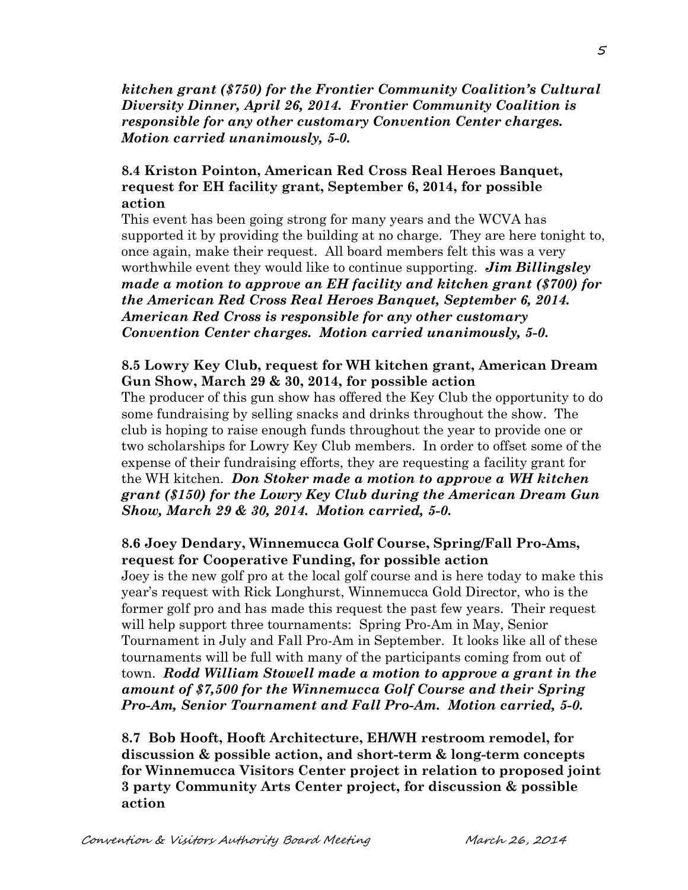***kitchen grant ($750) for the Frontier Community Coalition's Cultural Diversity Dinner, April 26, 2014. Frontier Community Coalition is responsible for any other customary Convention Center charges. Motion carried unanimously, 5-0.***

**8.4 Kriston Pointon, American Red Cross Real Heroes Banquet, request for EH facility grant, September 6, 2014, for possible action**

This event has been going strong for many years and the WCVA has supported it by providing the building at no charge. They are here tonight to, once again, make their request. All board members felt this was a very worthwhile event they would like to continue supporting. ***Jim Billingsley made a motion to approve an EH facility and kitchen grant ($700) for the American Red Cross Real Heroes Banquet, September 6, 2014. American Red Cross is responsible for any other customary Convention Center charges. Motion carried unanimously, 5-0.***

**8.5 Lowry Key Club, request for WH kitchen grant, American Dream Gun Show, March 29 & 30, 2014, for possible action**

The producer of this gun show has offered the Key Club the opportunity to do some fundraising by selling snacks and drinks throughout the show. The club is hoping to raise enough funds throughout the year to provide one or two scholarships for Lowry Key Club members. In order to offset some of the expense of their fundraising efforts, they are requesting a facility grant for the WH kitchen. ***Don Stoker made a motion to approve a WH kitchen grant ($150) for the Lowry Key Club during the American Dream Gun Show, March 29 & 30, 2014. Motion carried, 5-0.***

**8.6 Joey Dendary, Winnemucca Golf Course, Spring/Fall Pro-Ams, request for Cooperative Funding, for possible action**

Joey is the new golf pro at the local golf course and is here today to make this year's request with Rick Longhurst, Winnemucca Gold Director, who is the former golf pro and has made this request the past few years. Their request will help support three tournaments: Spring Pro-Am in May, Senior Tournament in July and Fall Pro-Am in September. It looks like all of these tournaments will be full with many of the participants coming from out of town. ***Rodd William Stowell made a motion to approve a grant in the amount of $7,500 for the Winnemucca Golf Course and their Spring Pro-Am, Senior Tournament and Fall Pro-Am. Motion carried, 5-0.***

**8.7 Bob Hooft, Hooft Architecture, EH/WH restroom remodel, for discussion & possible action, and short-term & long-term concepts for Winnemucca Visitors Center project in relation to proposed joint 3 party Community Arts Center project, for discussion & possible action**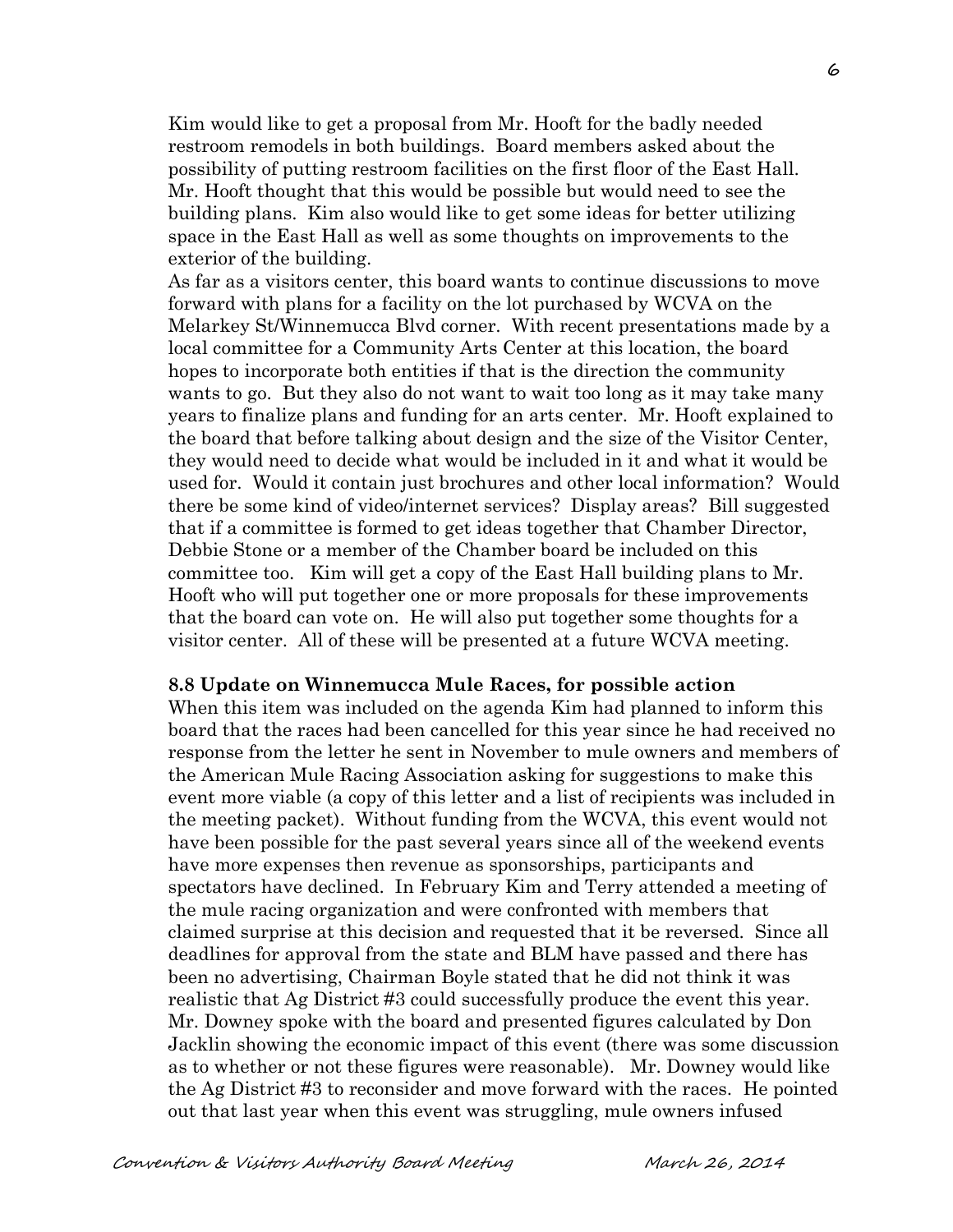Kim would like to get a proposal from Mr. Hooft for the badly needed restroom remodels in both buildings. Board members asked about the possibility of putting restroom facilities on the first floor of the East Hall. Mr. Hooft thought that this would be possible but would need to see the building plans. Kim also would like to get some ideas for better utilizing space in the East Hall as well as some thoughts on improvements to the exterior of the building.

As far as a visitors center, this board wants to continue discussions to move forward with plans for a facility on the lot purchased by WCVA on the Melarkey St/Winnemucca Blvd corner. With recent presentations made by a local committee for a Community Arts Center at this location, the board hopes to incorporate both entities if that is the direction the community wants to go. But they also do not want to wait too long as it may take many years to finalize plans and funding for an arts center. Mr. Hooft explained to the board that before talking about design and the size of the Visitor Center, they would need to decide what would be included in it and what it would be used for. Would it contain just brochures and other local information? Would there be some kind of video/internet services? Display areas? Bill suggested that if a committee is formed to get ideas together that Chamber Director, Debbie Stone or a member of the Chamber board be included on this committee too. Kim will get a copy of the East Hall building plans to Mr. Hooft who will put together one or more proposals for these improvements that the board can vote on. He will also put together some thoughts for a visitor center. All of these will be presented at a future WCVA meeting.

**8.8 Update on Winnemucca Mule Races, for possible action**

When this item was included on the agenda Kim had planned to inform this board that the races had been cancelled for this year since he had received no response from the letter he sent in November to mule owners and members of the American Mule Racing Association asking for suggestions to make this event more viable (a copy of this letter and a list of recipients was included in the meeting packet). Without funding from the WCVA, this event would not have been possible for the past several years since all of the weekend events have more expenses then revenue as sponsorships, participants and spectators have declined. In February Kim and Terry attended a meeting of the mule racing organization and were confronted with members that claimed surprise at this decision and requested that it be reversed. Since all deadlines for approval from the state and BLM have passed and there has been no advertising, Chairman Boyle stated that he did not think it was realistic that Ag District #3 could successfully produce the event this year. Mr. Downey spoke with the board and presented figures calculated by Don Jacklin showing the economic impact of this event (there was some discussion as to whether or not these figures were reasonable). Mr. Downey would like the Ag District #3 to reconsider and move forward with the races. He pointed out that last year when this event was struggling, mule owners infused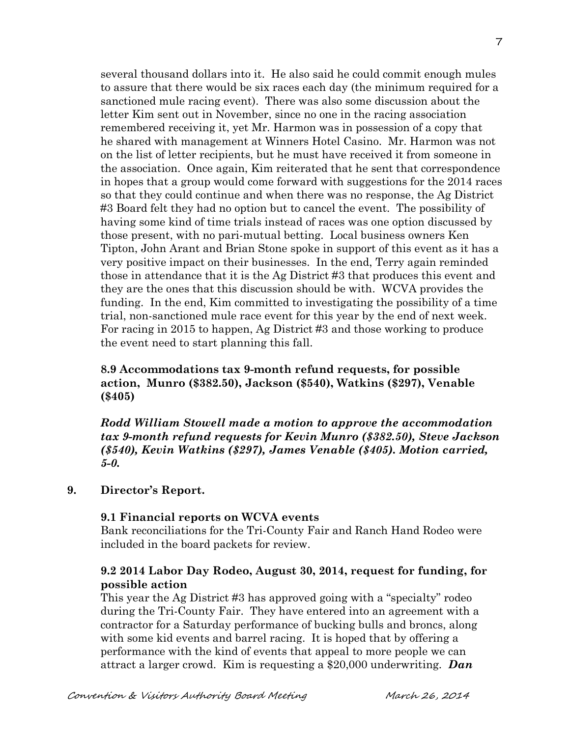several thousand dollars into it. He also said he could commit enough mules to assure that there would be six races each day (the minimum required for a sanctioned mule racing event). There was also some discussion about the letter Kim sent out in November, since no one in the racing association remembered receiving it, yet Mr. Harmon was in possession of a copy that he shared with management at Winners Hotel Casino. Mr. Harmon was not on the list of letter recipients, but he must have received it from someone in the association. Once again, Kim reiterated that he sent that correspondence in hopes that a group would come forward with suggestions for the 2014 races so that they could continue and when there was no response, the Ag District #3 Board felt they had no option but to cancel the event. The possibility of having some kind of time trials instead of races was one option discussed by those present, with no pari-mutual betting. Local business owners Ken Tipton, John Arant and Brian Stone spoke in support of this event as it has a very positive impact on their businesses. In the end, Terry again reminded those in attendance that it is the Ag District #3 that produces this event and they are the ones that this discussion should be with. WCVA provides the funding. In the end, Kim committed to investigating the possibility of a time trial, non-sanctioned mule race event for this year by the end of next week. For racing in 2015 to happen, Ag District #3 and those working to produce the event need to start planning this fall.

**8.9 Accommodations tax 9-month refund requests, for possible action, Munro ($382.50), Jackson ($540), Watkins ($297), Venable ($405)**

***Rodd William Stowell made a motion to approve the accommodation tax 9-month refund requests for Kevin Munro ($382.50), Steve Jackson ($540), Kevin Watkins ($297), James Venable ($405). Motion carried, 5-0.***

**9. Director's Report.**

**9.1 Financial reports on WCVA events**

Bank reconciliations for the Tri-County Fair and Ranch Hand Rodeo were included in the board packets for review.

**9.2 2014 Labor Day Rodeo, August 30, 2014, request for funding, for possible action**

This year the Ag District #3 has approved going with a "specialty" rodeo during the Tri-County Fair. They have entered into an agreement with a contractor for a Saturday performance of bucking bulls and broncs, along with some kid events and barrel racing. It is hoped that by offering a performance with the kind of events that appeal to more people we can attract a larger crowd. Kim is requesting a $20,000 underwriting. ***Dan***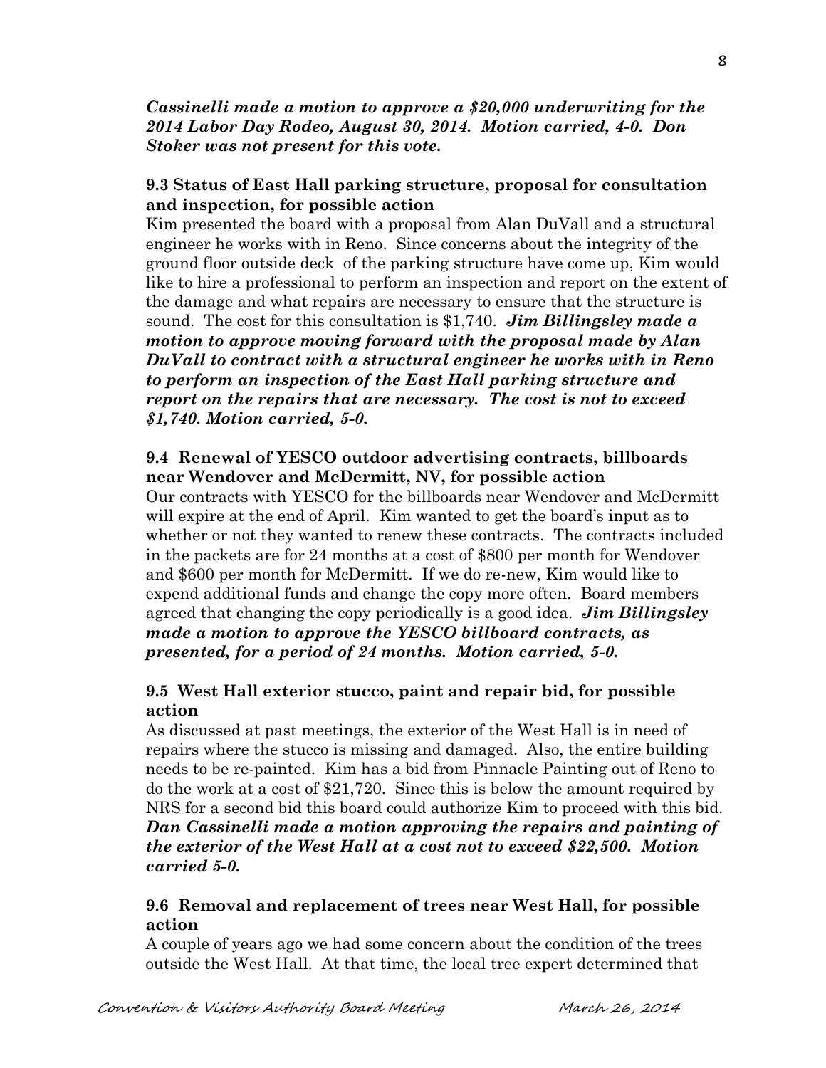***Cassinelli made a motion to approve a $20,000 underwriting for the 2014 Labor Day Rodeo, August 30, 2014. Motion carried, 4-0. Don Stoker was not present for this vote.***

**9.3 Status of East Hall parking structure, proposal for consultation and inspection, for possible action**

Kim presented the board with a proposal from Alan DuVall and a structural engineer he works with in Reno. Since concerns about the integrity of the ground floor outside deck of the parking structure have come up, Kim would like to hire a professional to perform an inspection and report on the extent of the damage and what repairs are necessary to ensure that the structure is sound. The cost for this consultation is $1,740. ***Jim Billingsley made a motion to approve moving forward with the proposal made by Alan DuVall to contract with a structural engineer he works with in Reno to perform an inspection of the East Hall parking structure and report on the repairs that are necessary. The cost is not to exceed $1,740. Motion carried, 5-0.***

**9.4 Renewal of YESCO outdoor advertising contracts, billboards near Wendover and McDermitt, NV, for possible action**

Our contracts with YESCO for the billboards near Wendover and McDermitt will expire at the end of April. Kim wanted to get the board's input as to whether or not they wanted to renew these contracts. The contracts included in the packets are for 24 months at a cost of $800 per month for Wendover and $600 per month for McDermitt. If we do re-new, Kim would like to expend additional funds and change the copy more often. Board members agreed that changing the copy periodically is a good idea. ***Jim Billingsley made a motion to approve the YESCO billboard contracts, as presented, for a period of 24 months. Motion carried, 5-0.***

**9.5 West Hall exterior stucco, paint and repair bid, for possible action**

As discussed at past meetings, the exterior of the West Hall is in need of repairs where the stucco is missing and damaged. Also, the entire building needs to be re-painted. Kim has a bid from Pinnacle Painting out of Reno to do the work at a cost of $21,720. Since this is below the amount required by NRS for a second bid this board could authorize Kim to proceed with this bid. ***Dan Cassinelli made a motion approving the repairs and painting of the exterior of the West Hall at a cost not to exceed $22,500. Motion carried 5-0.***

**9.6 Removal and replacement of trees near West Hall, for possible action**

A couple of years ago we had some concern about the condition of the trees outside the West Hall. At that time, the local tree expert determined that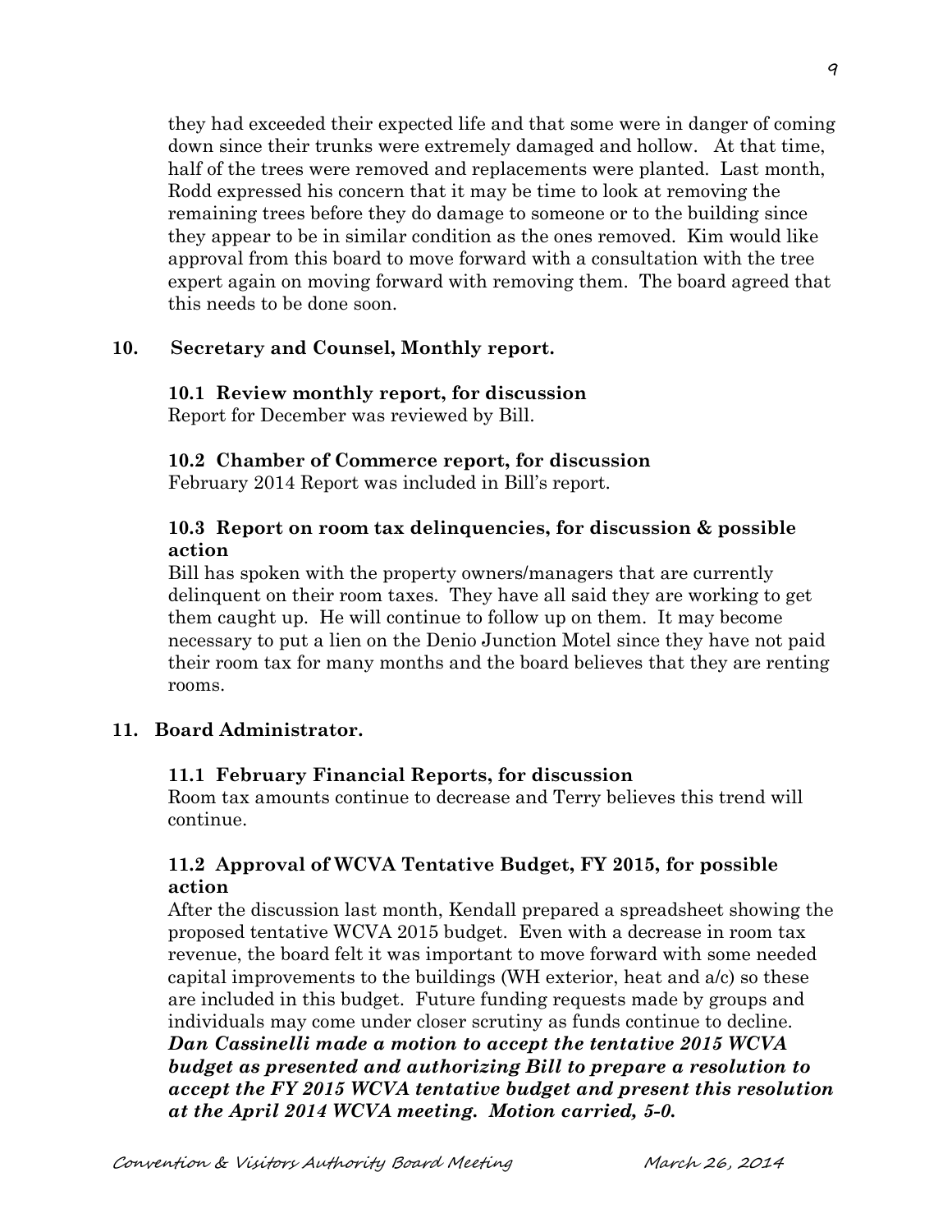they had exceeded their expected life and that some were in danger of coming down since their trunks were extremely damaged and hollow. At that time, half of the trees were removed and replacements were planted. Last month, Rodd expressed his concern that it may be time to look at removing the remaining trees before they do damage to someone or to the building since they appear to be in similar condition as the ones removed. Kim would like approval from this board to move forward with a consultation with the tree expert again on moving forward with removing them. The board agreed that this needs to be done soon.

## 10. Secretary and Counsel, Monthly report.

### 10.1 Review monthly report, for discussion

Report for December was reviewed by Bill.

### 10.2 Chamber of Commerce report, for discussion

February 2014 Report was included in Bill's report.

### 10.3 Report on room tax delinquencies, for discussion & possible action

Bill has spoken with the property owners/managers that are currently delinquent on their room taxes. They have all said they are working to get them caught up. He will continue to follow up on them. It may become necessary to put a lien on the Denio Junction Motel since they have not paid their room tax for many months and the board believes that they are renting rooms.

## 11. Board Administrator.

### 11.1 February Financial Reports, for discussion

Room tax amounts continue to decrease and Terry believes this trend will continue.

### 11.2 Approval of WCVA Tentative Budget, FY 2015, for possible action

After the discussion last month, Kendall prepared a spreadsheet showing the proposed tentative WCVA 2015 budget. Even with a decrease in room tax revenue, the board felt it was important to move forward with some needed capital improvements to the buildings (WH exterior, heat and a/c) so these are included in this budget. Future funding requests made by groups and individuals may come under closer scrutiny as funds continue to decline.
***Dan Cassinelli made a motion to accept the tentative 2015 WCVA budget as presented and authorizing Bill to prepare a resolution to accept the FY 2015 WCVA tentative budget and present this resolution at the April 2014 WCVA meeting. Motion carried, 5-0.***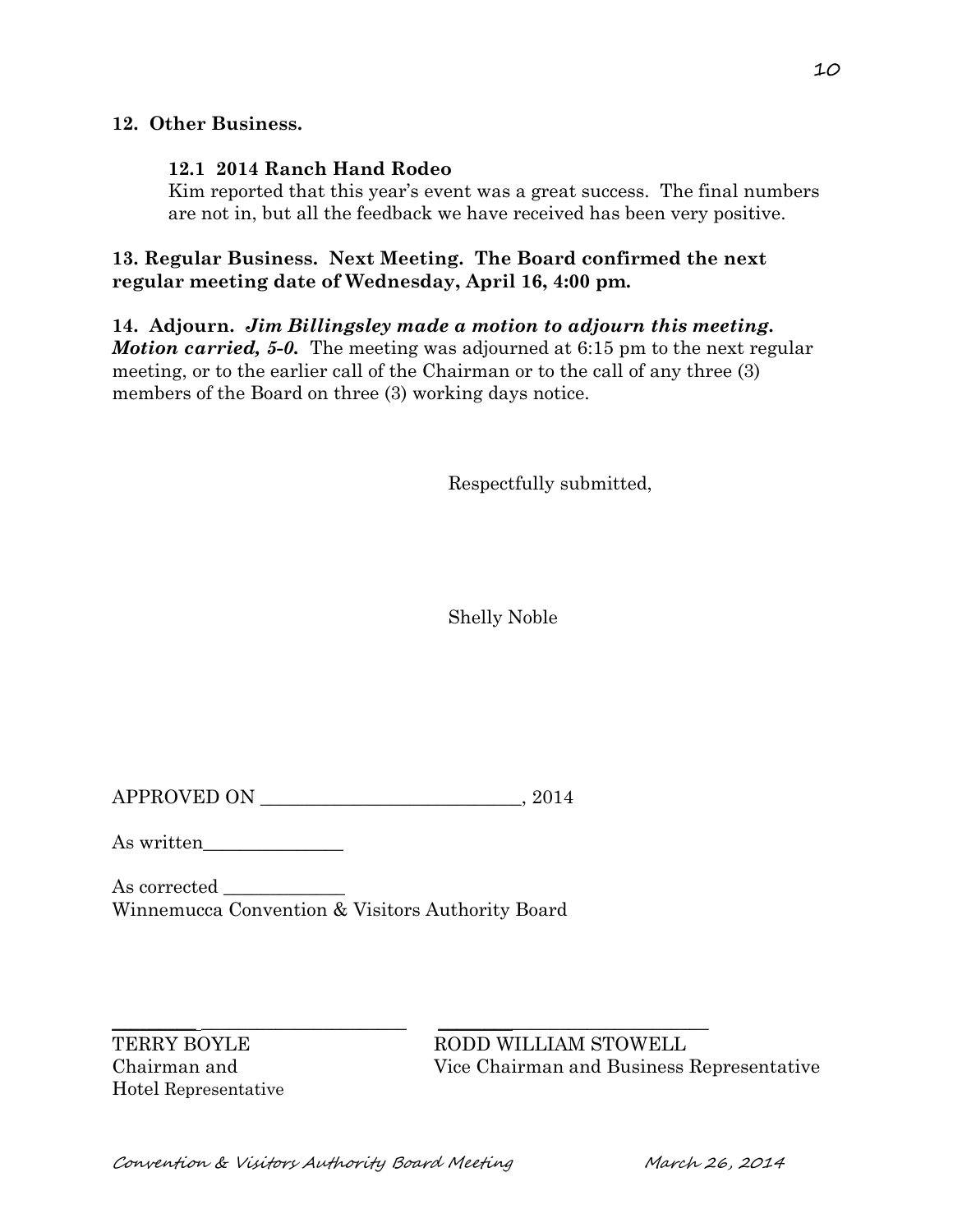**12. Other Business.**

**12.1 2014 Ranch Hand Rodeo**

Kim reported that this year's event was a great success. The final numbers are not in, but all the feedback we have received has been very positive.

**13. Regular Business. Next Meeting. The Board confirmed the next regular meeting date of Wednesday, April 16, 4:00 pm.**

**14. Adjourn.** ***Jim Billingsley made a motion to adjourn this meeting. Motion carried, 5-0.*** The meeting was adjourned at 6:15 pm to the next regular meeting, or to the earlier call of the Chairman or to the call of any three (3) members of the Board on three (3) working days notice.

Respectfully submitted,

Shelly Noble

APPROVED ON ___________________________, 2014

As written_______________

As corrected _____________

Winnemucca Convention & Visitors Authority Board

_______________________________

TERRY BOYLE
Chairman and
Hotel Representative

_______________________________

RODD WILLIAM STOWELL
Vice Chairman and Business Representative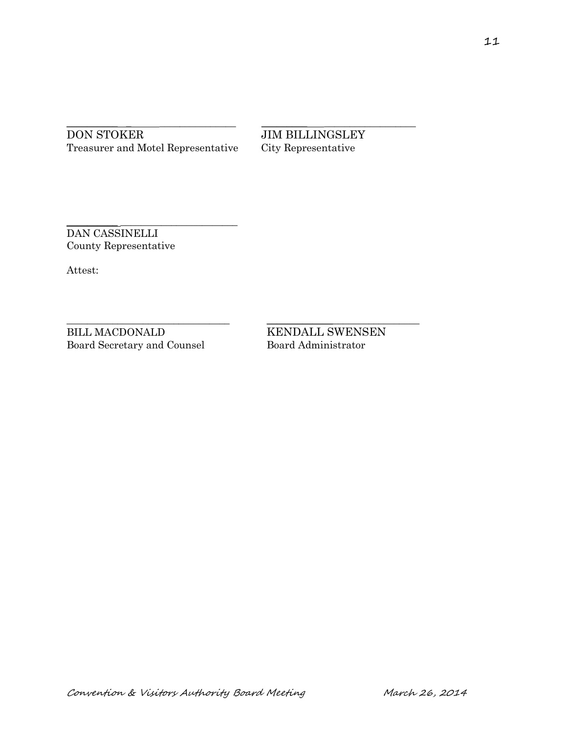\_\_\_\_\_\_\_\_\_\_\_\_\_\_\_\_\_\_\_\_\_\_\_\_\_\_\_\_\_\_\_\_
DON STOKER
Treasurer and Motel Representative

\_\_\_\_\_\_\_\_\_\_\_\_\_\_\_\_\_\_\_\_\_\_\_\_\_\_\_\_\_\_\_\_
JIM BILLINGSLEY
City Representative

\_\_\_\_\_\_\_\_\_\_\_\_\_\_\_\_\_\_\_\_\_\_\_\_\_\_\_\_\_\_\_\_
DAN CASSINELLI
County Representative

Attest:

\_\_\_\_\_\_\_\_\_\_\_\_\_\_\_\_\_\_\_\_\_\_\_\_\_\_\_\_\_\_\_\_
BILL MACDONALD
Board Secretary and Counsel

\_\_\_\_\_\_\_\_\_\_\_\_\_\_\_\_\_\_\_\_\_\_\_\_\_\_\_\_\_\_\_\_
KENDALL SWENSEN
Board Administrator